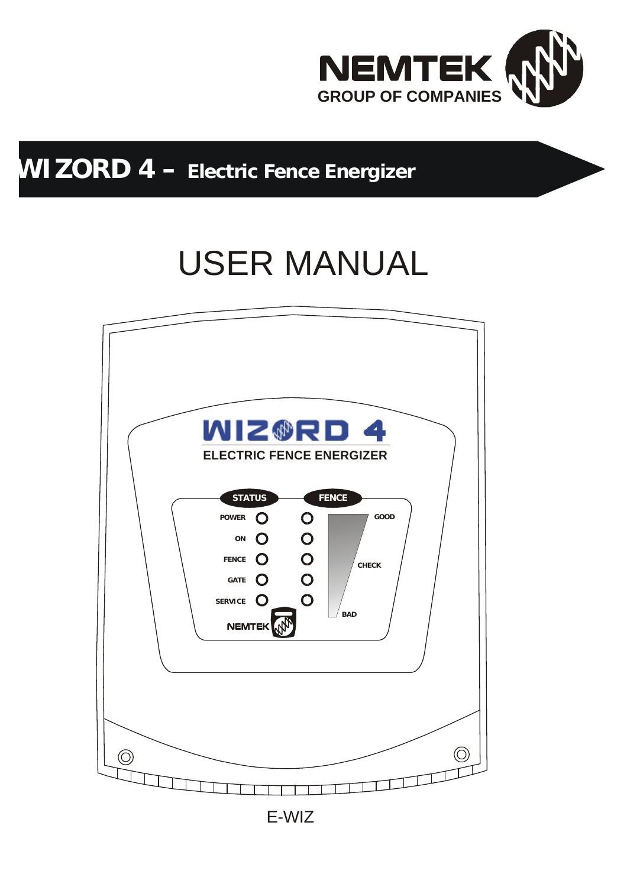NEMTEK
GROUP OF COMPANIES

# WIZORD 4 – Electric Fence Energizer

# USER MANUAL

E-WIZ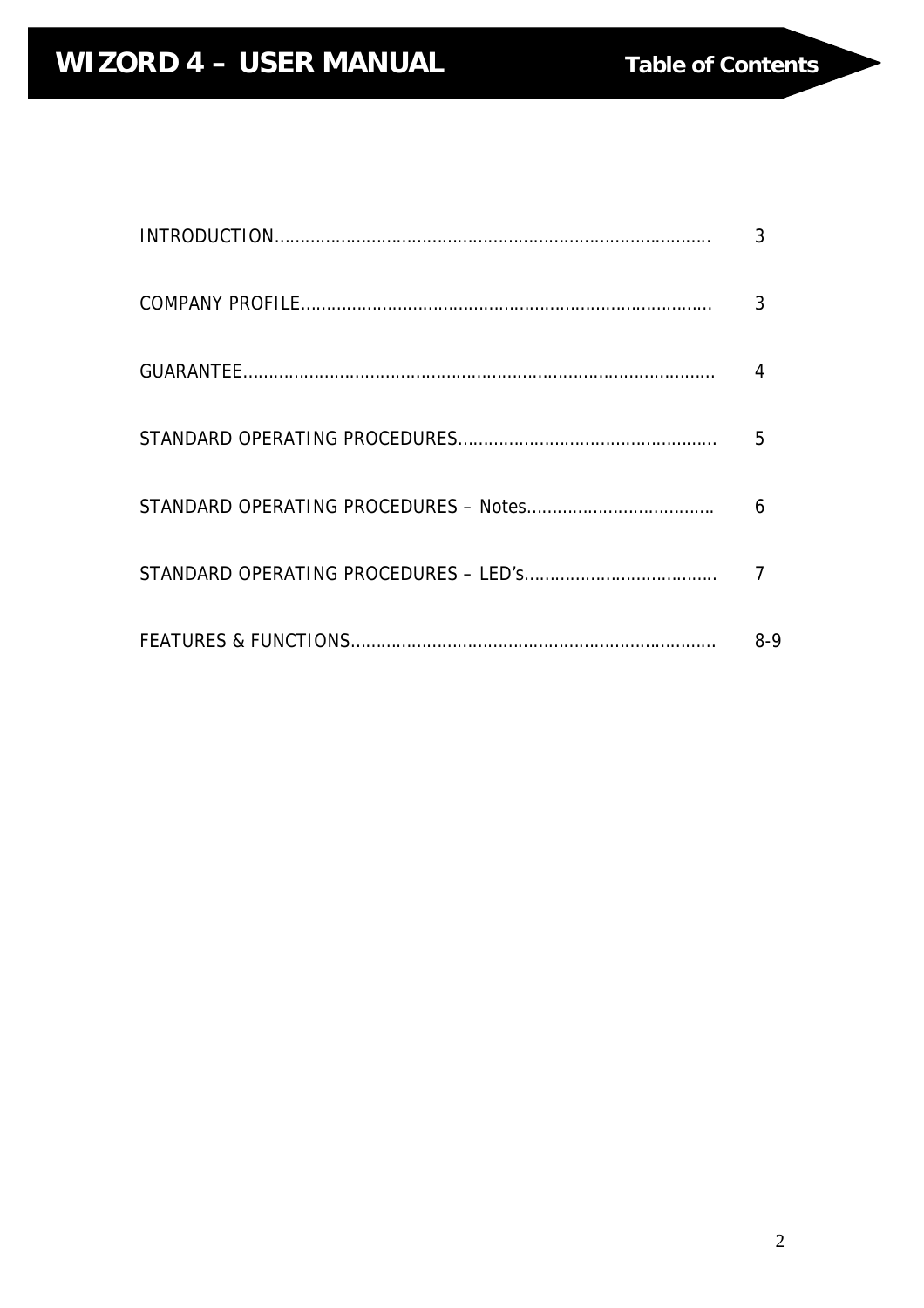# WIZORD 4 – USER MANUAL

## Table of Contents

| | |
|---|---|
| INTRODUCTION | 3 |
| COMPANY PROFILE | 3 |
| GUARANTEE | 4 |
| STANDARD OPERATING PROCEDURES | 5 |
| STANDARD OPERATING PROCEDURES – Notes | 6 |
| STANDARD OPERATING PROCEDURES – LED's | 7 |
| FEATURES & FUNCTIONS | 8-9 |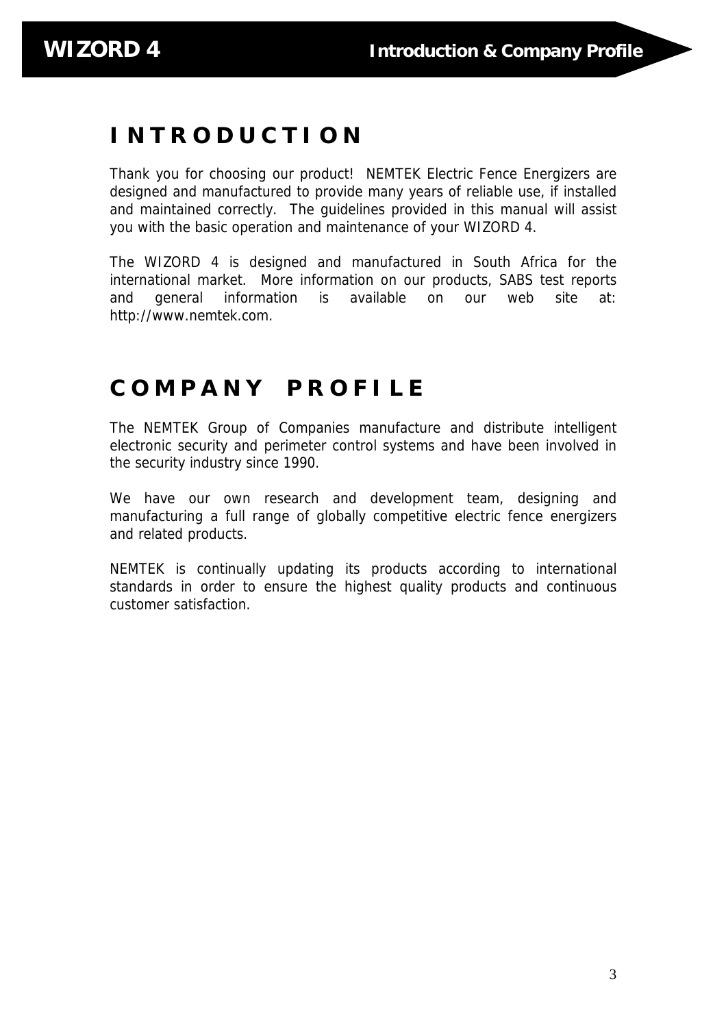# INTRODUCTION

Thank you for choosing our product! NEMTEK Electric Fence Energizers are designed and manufactured to provide many years of reliable use, if installed and maintained correctly. The guidelines provided in this manual will assist you with the basic operation and maintenance of your WIZORD 4.

The WIZORD 4 is designed and manufactured in South Africa for the international market. More information on our products, SABS test reports and general information is available on our web site at: http://www.nemtek.com.

# COMPANY PROFILE

The NEMTEK Group of Companies manufacture and distribute intelligent electronic security and perimeter control systems and have been involved in the security industry since 1990.

We have our own research and development team, designing and manufacturing a full range of globally competitive electric fence energizers and related products.

NEMTEK is continually updating its products according to international standards in order to ensure the highest quality products and continuous customer satisfaction.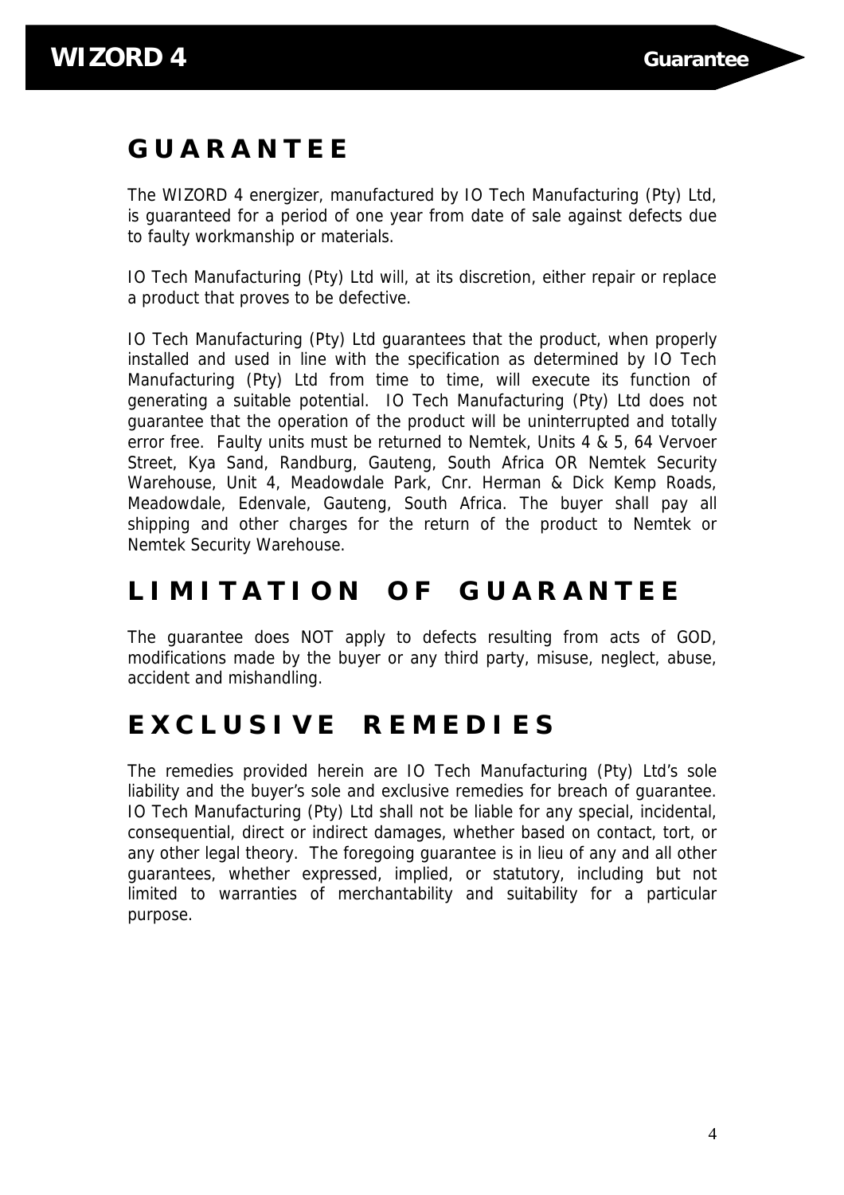# GUARANTEE

The WIZORD 4 energizer, manufactured by IO Tech Manufacturing (Pty) Ltd, is guaranteed for a period of one year from date of sale against defects due to faulty workmanship or materials.

IO Tech Manufacturing (Pty) Ltd will, at its discretion, either repair or replace a product that proves to be defective.

IO Tech Manufacturing (Pty) Ltd guarantees that the product, when properly installed and used in line with the specification as determined by IO Tech Manufacturing (Pty) Ltd from time to time, will execute its function of generating a suitable potential. IO Tech Manufacturing (Pty) Ltd does not guarantee that the operation of the product will be uninterrupted and totally error free. Faulty units must be returned to Nemtek, Units 4 & 5, 64 Vervoer Street, Kya Sand, Randburg, Gauteng, South Africa OR Nemtek Security Warehouse, Unit 4, Meadowdale Park, Cnr. Herman & Dick Kemp Roads, Meadowdale, Edenvale, Gauteng, South Africa. The buyer shall pay all shipping and other charges for the return of the product to Nemtek or Nemtek Security Warehouse.

# LIMITATION OF GUARANTEE

The guarantee does NOT apply to defects resulting from acts of GOD, modifications made by the buyer or any third party, misuse, neglect, abuse, accident and mishandling.

# EXCLUSIVE REMEDIES

The remedies provided herein are IO Tech Manufacturing (Pty) Ltd's sole liability and the buyer's sole and exclusive remedies for breach of guarantee. IO Tech Manufacturing (Pty) Ltd shall not be liable for any special, incidental, consequential, direct or indirect damages, whether based on contact, tort, or any other legal theory. The foregoing guarantee is in lieu of any and all other guarantees, whether expressed, implied, or statutory, including but not limited to warranties of merchantability and suitability for a particular purpose.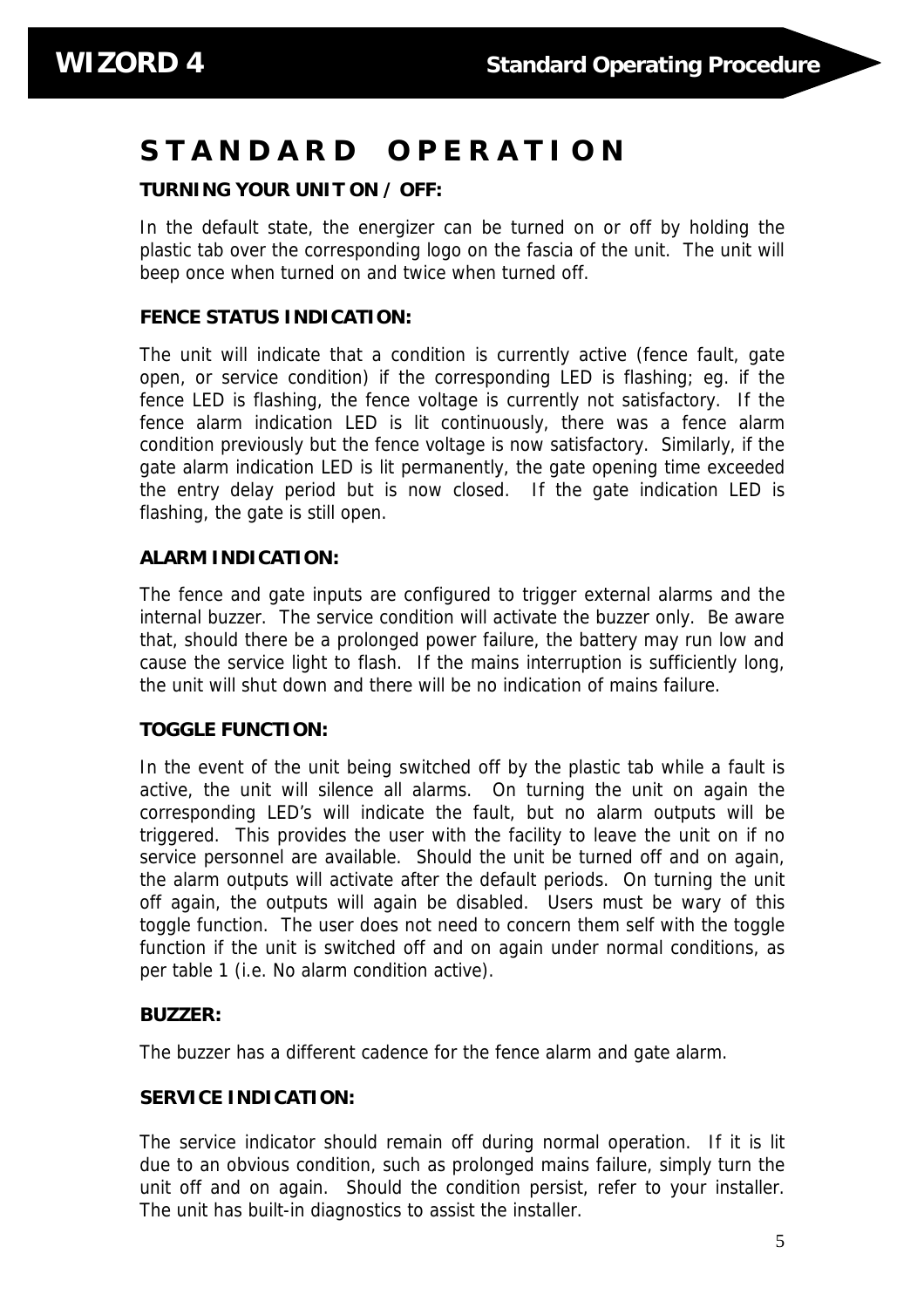# STANDARD OPERATION

**TURNING YOUR UNIT ON / OFF:**

In the default state, the energizer can be turned on or off by holding the plastic tab over the corresponding logo on the fascia of the unit. The unit will beep once when turned on and twice when turned off.

**FENCE STATUS INDICATION:**

The unit will indicate that a condition is currently active (fence fault, gate open, or service condition) if the corresponding LED is flashing; eg. if the fence LED is flashing, the fence voltage is currently not satisfactory. If the fence alarm indication LED is lit continuously, there was a fence alarm condition previously but the fence voltage is now satisfactory. Similarly, if the gate alarm indication LED is lit permanently, the gate opening time exceeded the entry delay period but is now closed. If the gate indication LED is flashing, the gate is still open.

**ALARM INDICATION:**

The fence and gate inputs are configured to trigger external alarms and the internal buzzer. The service condition will activate the buzzer only. Be aware that, should there be a prolonged power failure, the battery may run low and cause the service light to flash. If the mains interruption is sufficiently long, the unit will shut down and there will be no indication of mains failure.

**TOGGLE FUNCTION:**

In the event of the unit being switched off by the plastic tab while a fault is active, the unit will silence all alarms. On turning the unit on again the corresponding LED's will indicate the fault, but no alarm outputs will be triggered. This provides the user with the facility to leave the unit on if no service personnel are available. Should the unit be turned off and on again, the alarm outputs will activate after the default periods. On turning the unit off again, the outputs will again be disabled. Users must be wary of this toggle function. The user does not need to concern them self with the toggle function if the unit is switched off and on again under normal conditions, as per table 1 (i.e. No alarm condition active).

**BUZZER:**

The buzzer has a different cadence for the fence alarm and gate alarm.

**SERVICE INDICATION:**

The service indicator should remain off during normal operation. If it is lit due to an obvious condition, such as prolonged mains failure, simply turn the unit off and on again. Should the condition persist, refer to your installer. The unit has built-in diagnostics to assist the installer.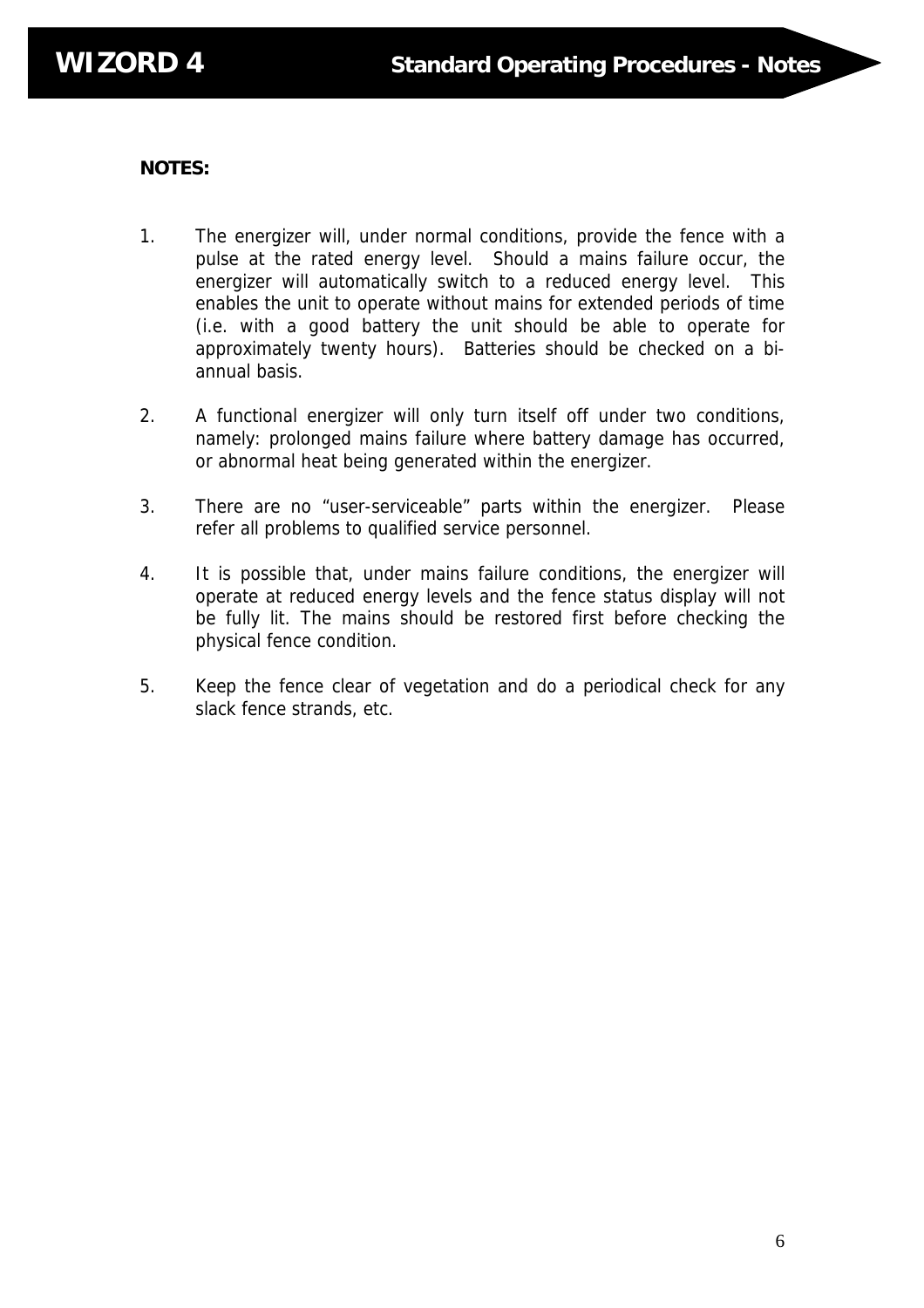**NOTES:**

1. The energizer will, under normal conditions, provide the fence with a pulse at the rated energy level. Should a mains failure occur, the energizer will automatically switch to a reduced energy level. This enables the unit to operate without mains for extended periods of time (i.e. with a good battery the unit should be able to operate for approximately twenty hours). Batteries should be checked on a bi-annual basis.

2. A functional energizer will only turn itself off under two conditions, namely: prolonged mains failure where battery damage has occurred, or abnormal heat being generated within the energizer.

3. There are no "user-serviceable" parts within the energizer. Please refer all problems to qualified service personnel.

4. It is possible that, under mains failure conditions, the energizer will operate at reduced energy levels and the fence status display will not be fully lit. The mains should be restored first before checking the physical fence condition.

5. Keep the fence clear of vegetation and do a periodical check for any slack fence strands, etc.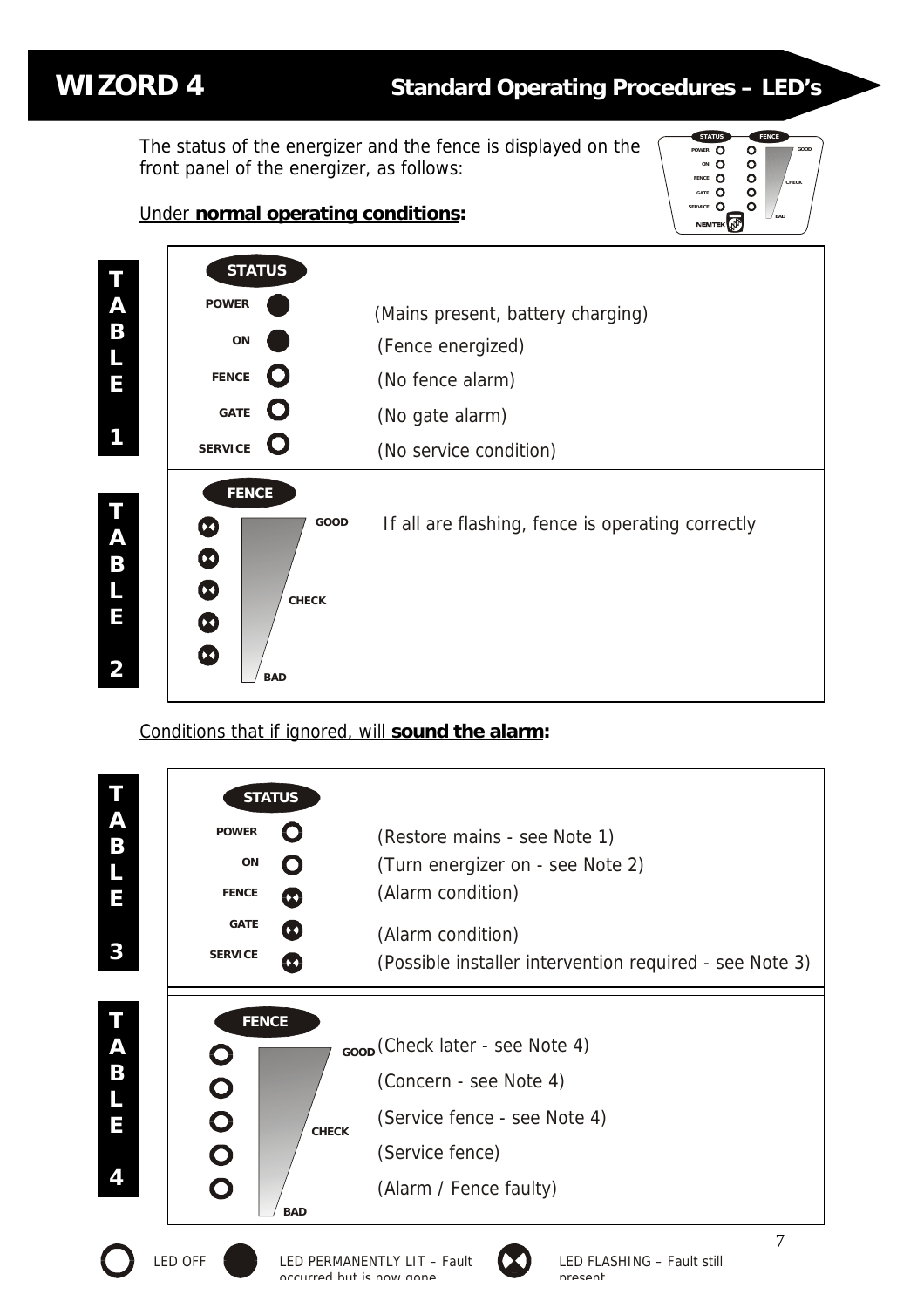# WIZORD 4

## Standard Operating Procedures – LED's

The status of the energizer and the fence is displayed on the front panel of the energizer, as follows:

Under **normal operating conditions:**

**TABLE 1**

| STATUS | LED | |
|---|---|---|
| POWER | Permanently lit | (Mains present, battery charging) |
| ON | Permanently lit | (Fence energized) |
| FENCE | Off | (No fence alarm) |
| GATE | Off | (No gate alarm) |
| SERVICE | Off | (No service condition) |

**TABLE 2**

| FENCE | LED | |
|---|---|---|
| GOOD | Flashing | If all are flashing, fence is operating correctly |
| | Flashing | |
| CHECK | Flashing | |
| | Flashing | |
| BAD | Flashing | |

Conditions that if ignored, will **sound the alarm:**

**TABLE 3**

| STATUS | LED | |
|---|---|---|
| POWER | Off | (Restore mains - see Note 1) |
| ON | Off | (Turn energizer on - see Note 2) |
| FENCE | Flashing | (Alarm condition) |
| GATE | Flashing | (Alarm condition) |
| SERVICE | Flashing | (Possible installer intervention required - see Note 3) |

**TABLE 4**

| FENCE | LED | |
|---|---|---|
| GOOD | Off | (Check later - see Note 4) |
| | Off | (Concern - see Note 4) |
| CHECK | Off | (Service fence - see Note 4) |
| | Off | (Service fence) |
| BAD | Off | (Alarm / Fence faulty) |

LED OFF — LED PERMANENTLY LIT – Fault occurred but is now gone — LED FLASHING – Fault still present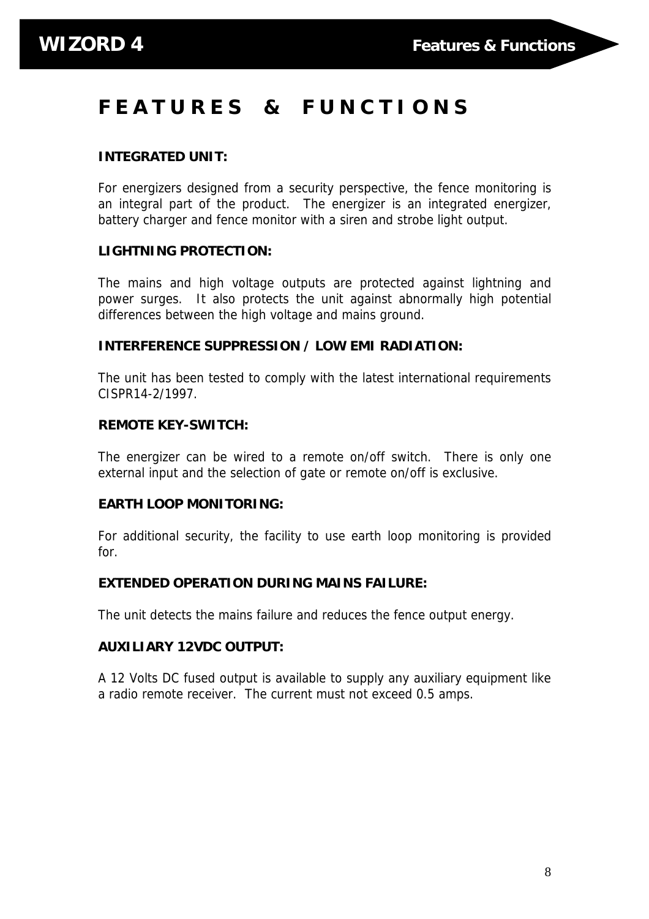# FEATURES & FUNCTIONS

**INTEGRATED UNIT:**

For energizers designed from a security perspective, the fence monitoring is an integral part of the product. The energizer is an integrated energizer, battery charger and fence monitor with a siren and strobe light output.

**LIGHTNING PROTECTION:**

The mains and high voltage outputs are protected against lightning and power surges. It also protects the unit against abnormally high potential differences between the high voltage and mains ground.

**INTERFERENCE SUPPRESSION / LOW EMI RADIATION:**

The unit has been tested to comply with the latest international requirements CISPR14-2/1997.

**REMOTE KEY-SWITCH:**

The energizer can be wired to a remote on/off switch. There is only one external input and the selection of gate or remote on/off is exclusive.

**EARTH LOOP MONITORING:**

For additional security, the facility to use earth loop monitoring is provided for.

**EXTENDED OPERATION DURING MAINS FAILURE:**

The unit detects the mains failure and reduces the fence output energy.

**AUXILIARY 12VDC OUTPUT:**

A 12 Volts DC fused output is available to supply any auxiliary equipment like a radio remote receiver. The current must not exceed 0.5 amps.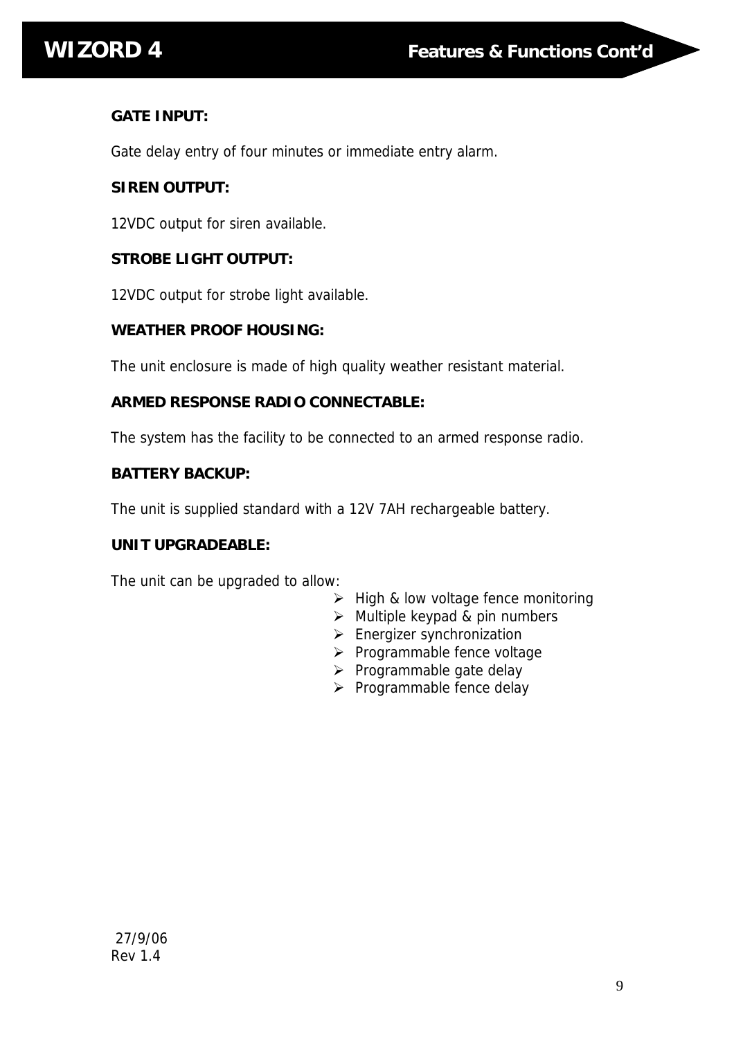### GATE INPUT:

Gate delay entry of four minutes or immediate entry alarm.

### SIREN OUTPUT:

12VDC output for siren available.

### STROBE LIGHT OUTPUT:

12VDC output for strobe light available.

### WEATHER PROOF HOUSING:

The unit enclosure is made of high quality weather resistant material.

### ARMED RESPONSE RADIO CONNECTABLE:

The system has the facility to be connected to an armed response radio.

### BATTERY BACKUP:

The unit is supplied standard with a 12V 7AH rechargeable battery.

### UNIT UPGRADEABLE:

The unit can be upgraded to allow:

- High & low voltage fence monitoring
- Multiple keypad & pin numbers
- Energizer synchronization
- Programmable fence voltage
- Programmable gate delay
- Programmable fence delay

27/9/06
Rev 1.4